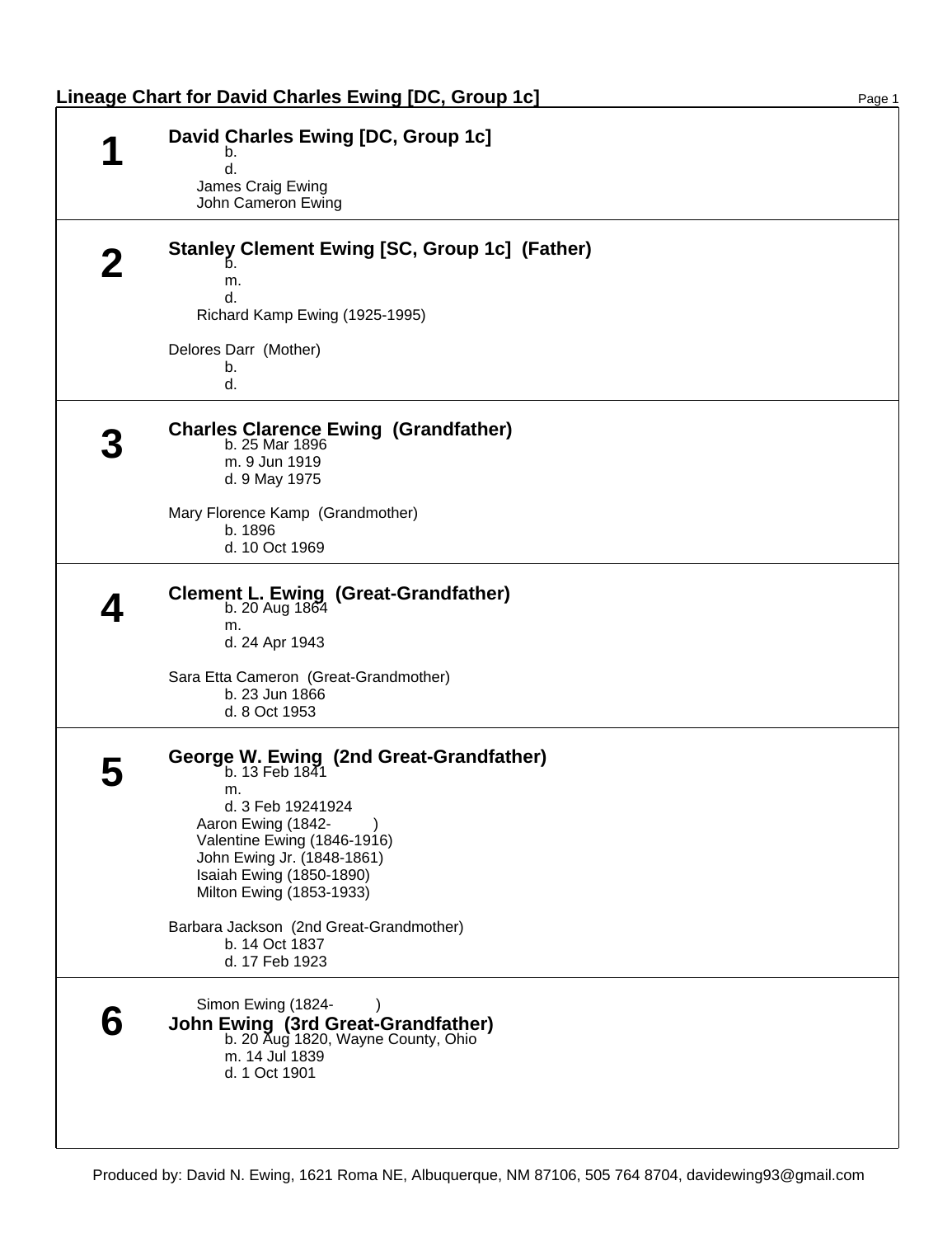# Lineage Chart for David Charles Ewing [DC, Group 1c]

## 1

**David Charles Ewing [DC, Group 1c]**

b.
d.

James Craig Ewing
John Cameron Ewing

## 2

**Stanley Clement Ewing [SC, Group 1c] (Father)**

b.
m.
d.

Richard Kamp Ewing (1925-1995)

Delores Darr (Mother)

b.
d.

## 3

**Charles Clarence Ewing (Grandfather)**

b. 25 Mar 1896
m. 9 Jun 1919
d. 9 May 1975

Mary Florence Kamp (Grandmother)

b. 1896
d. 10 Oct 1969

## 4

**Clement L. Ewing (Great-Grandfather)**

b. 20 Aug 1864
m.
d. 24 Apr 1943

Sara Etta Cameron (Great-Grandmother)

b. 23 Jun 1866
d. 8 Oct 1953

## 5

**George W. Ewing (2nd Great-Grandfather)**

b. 13 Feb 1841
m.
d. 3 Feb 19241924

Aaron Ewing (1842- )
Valentine Ewing (1846-1916)
John Ewing Jr. (1848-1861)
Isaiah Ewing (1850-1890)
Milton Ewing (1853-1933)

Barbara Jackson (2nd Great-Grandmother)

b. 14 Oct 1837
d. 17 Feb 1923

## 6

Simon Ewing (1824- )

**John Ewing (3rd Great-Grandfather)**

b. 20 Aug 1820, Wayne County, Ohio
m. 14 Jul 1839
d. 1 Oct 1901

Produced by: David N. Ewing, 1621 Roma NE, Albuquerque, NM 87106, 505 764 8704, davidewing93@gmail.com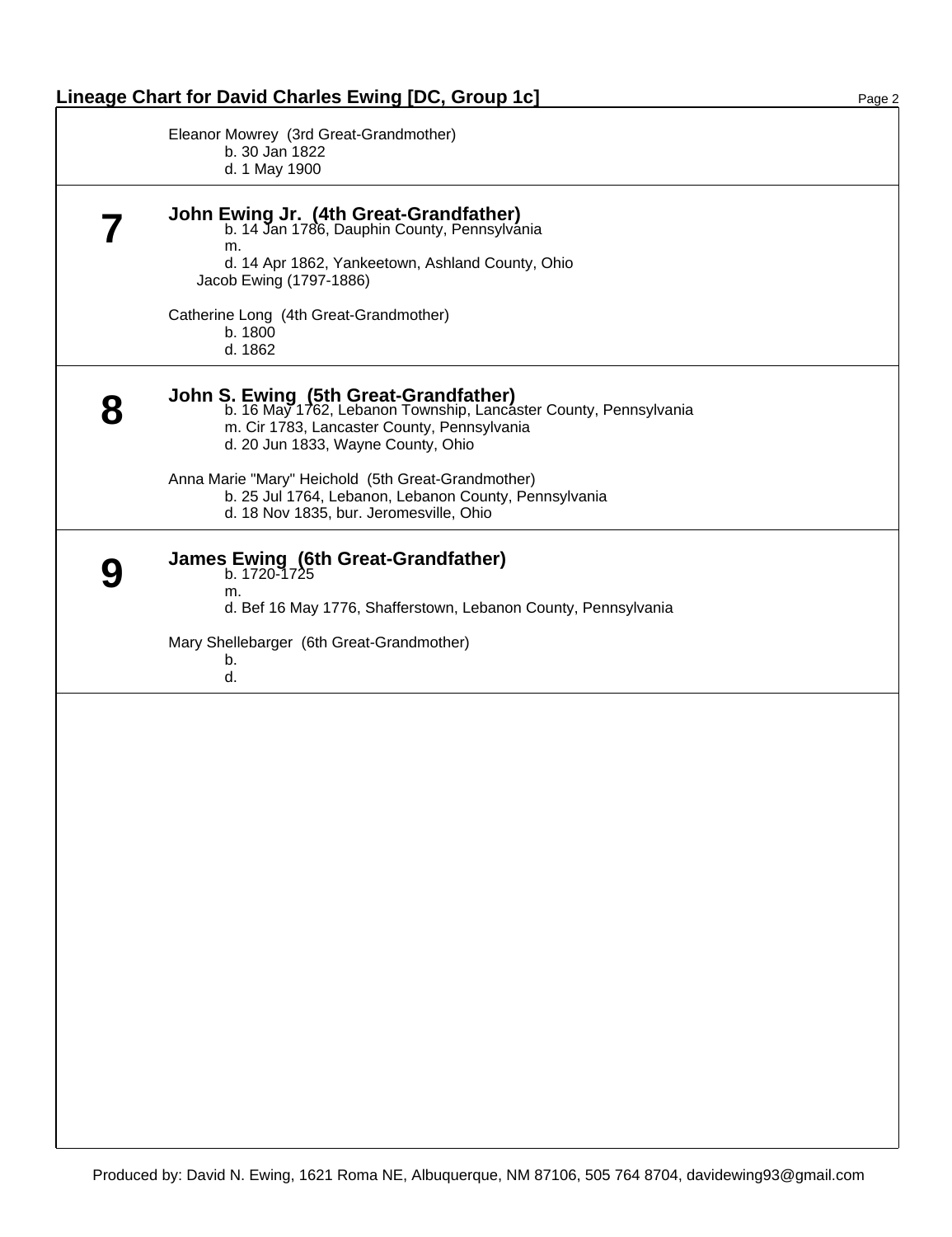Eleanor Mowrey (3rd Great-Grandmother)
b. 30 Jan 1822
d. 1 May 1900

---

## 7 John Ewing Jr. (4th Great-Grandfather)

b. 14 Jan 1786, Dauphin County, Pennsylvania
m.
d. 14 Apr 1862, Yankeetown, Ashland County, Ohio
Jacob Ewing (1797-1886)

Catherine Long (4th Great-Grandmother)
b. 1800
d. 1862

---

## 8 John S. Ewing (5th Great-Grandfather)

b. 16 May 1762, Lebanon Township, Lancaster County, Pennsylvania
m. Cir 1783, Lancaster County, Pennsylvania
d. 20 Jun 1833, Wayne County, Ohio

Anna Marie "Mary" Heichold (5th Great-Grandmother)
b. 25 Jul 1764, Lebanon, Lebanon County, Pennsylvania
d. 18 Nov 1835, bur. Jeromesville, Ohio

---

## 9 James Ewing (6th Great-Grandfather)

b. 1720-1725
m.
d. Bef 16 May 1776, Shafferstown, Lebanon County, Pennsylvania

Mary Shellebarger (6th Great-Grandmother)
b.
d.

---

Produced by: David N. Ewing, 1621 Roma NE, Albuquerque, NM 87106, 505 764 8704, davidewing93@gmail.com